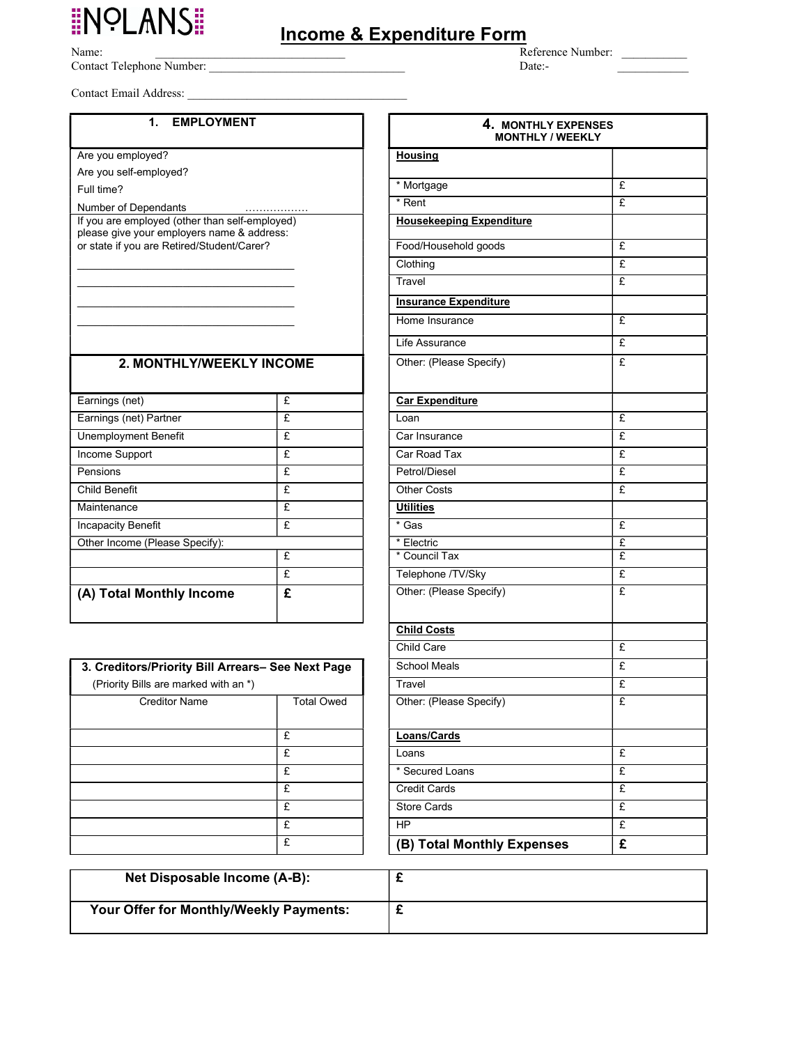NOLANS

# Income & Expenditure Form

Name: ______________________________ Reference Number: ___________

Contact Telephone Number: _________________________________ Date:- ____________

Contact Email Address: ____________________________________

## 1. EMPLOYMENT

Are you employed?

Are you self-employed?

Full time?

Number of Dependants ………………

If you are employed (other than self-employed) please give your employers name & address: or state if you are Retired/Student/Carer?

________________________________________

________________________________________

________________________________________

________________________________________

## 2. MONTHLY/WEEKLY INCOME

| | |
|---|---|
| Earnings (net) | £ |
| Earnings (net) Partner | £ |
| Unemployment Benefit | £ |
| Income Support | £ |
| Pensions | £ |
| Child Benefit | £ |
| Maintenance | £ |
| Incapacity Benefit | £ |
| Other Income (Please Specify): | |
| | £ |
| | £ |
| **(A) Total Monthly Income** | **£** |

## 3. Creditors/Priority Bill Arrears– See Next Page

(Priority Bills are marked with an *)

| Creditor Name | Total Owed |
|---|---|
| | £ |
| | £ |
| | £ |
| | £ |
| | £ |
| | £ |
| | £ |

## 4. MONTHLY EXPENSES MONTHLY / WEEKLY

| | |
|---|---|
| **Housing** | |
| * Mortgage | £ |
| * Rent | £ |
| **Housekeeping Expenditure** | |
| Food/Household goods | £ |
| Clothing | £ |
| Travel | £ |
| **Insurance Expenditure** | |
| Home Insurance | £ |
| Life Assurance | £ |
| Other: (Please Specify) | £ |
| **Car Expenditure** | |
| Loan | £ |
| Car Insurance | £ |
| Car Road Tax | £ |
| Petrol/Diesel | £ |
| Other Costs | £ |
| **Utilities** | |
| * Gas | £ |
| * Electric | £ |
| * Council Tax | £ |
| Telephone /TV/Sky | £ |
| Other: (Please Specify) | £ |
| **Child Costs** | |
| Child Care | £ |
| School Meals | £ |
| Travel | £ |
| Other: (Please Specify) | £ |
| **Loans/Cards** | |
| Loans | £ |
| * Secured Loans | £ |
| Credit Cards | £ |
| Store Cards | £ |
| HP | £ |
| **(B) Total Monthly Expenses** | **£** |

| | |
|---|---|
| **Net Disposable Income (A-B):** | **£** |
| **Your Offer for Monthly/Weekly Payments:** | **£** |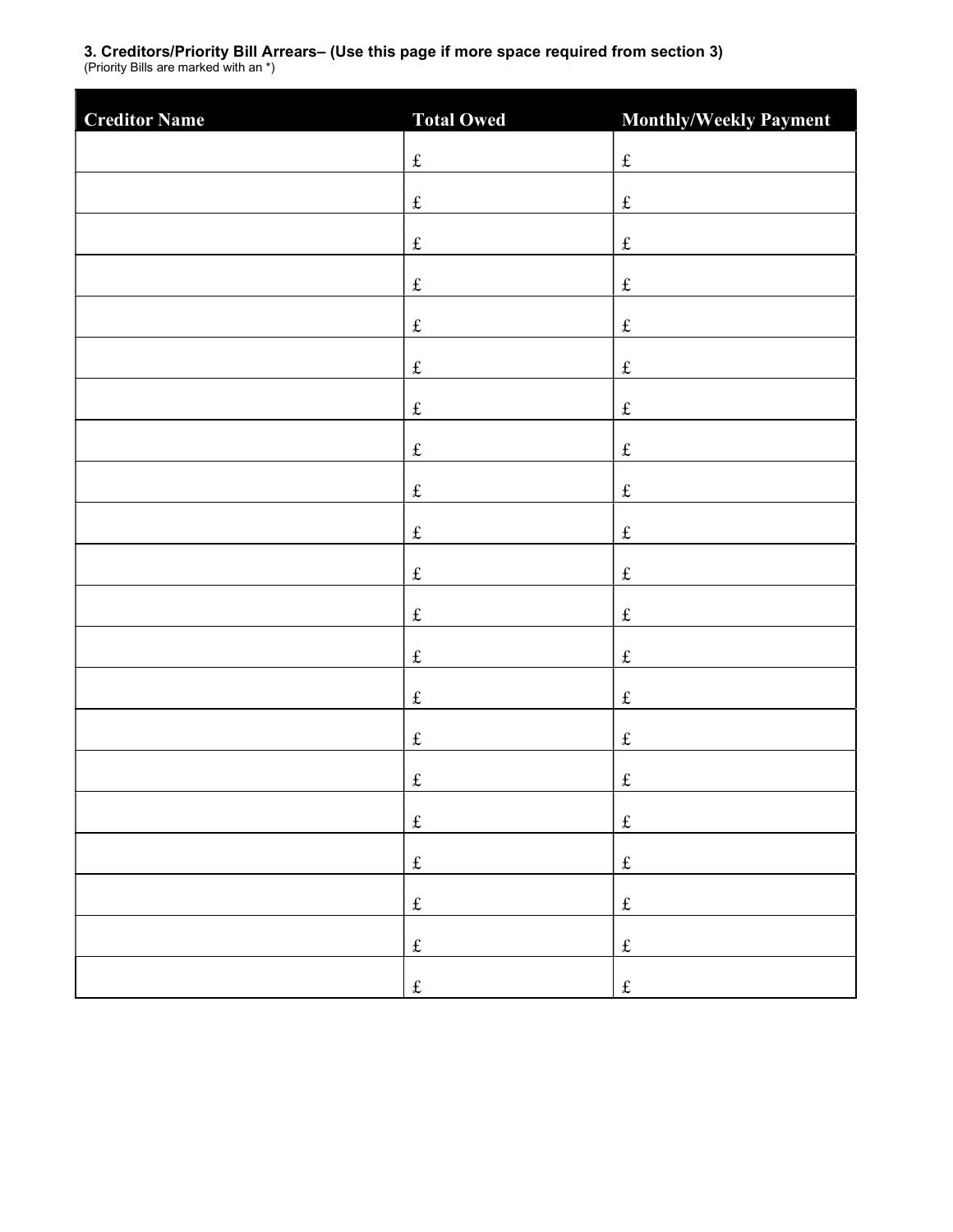**3. Creditors/Priority Bill Arrears– (Use this page if more space required from section 3)**
(Priority Bills are marked with an *)

| Creditor Name | Total Owed | Monthly/Weekly Payment |
|---|---|---|
| | £ | £ |
| | £ | £ |
| | £ | £ |
| | £ | £ |
| | £ | £ |
| | £ | £ |
| | £ | £ |
| | £ | £ |
| | £ | £ |
| | £ | £ |
| | £ | £ |
| | £ | £ |
| | £ | £ |
| | £ | £ |
| | £ | £ |
| | £ | £ |
| | £ | £ |
| | £ | £ |
| | £ | £ |
| | £ | £ |
| | £ | £ |